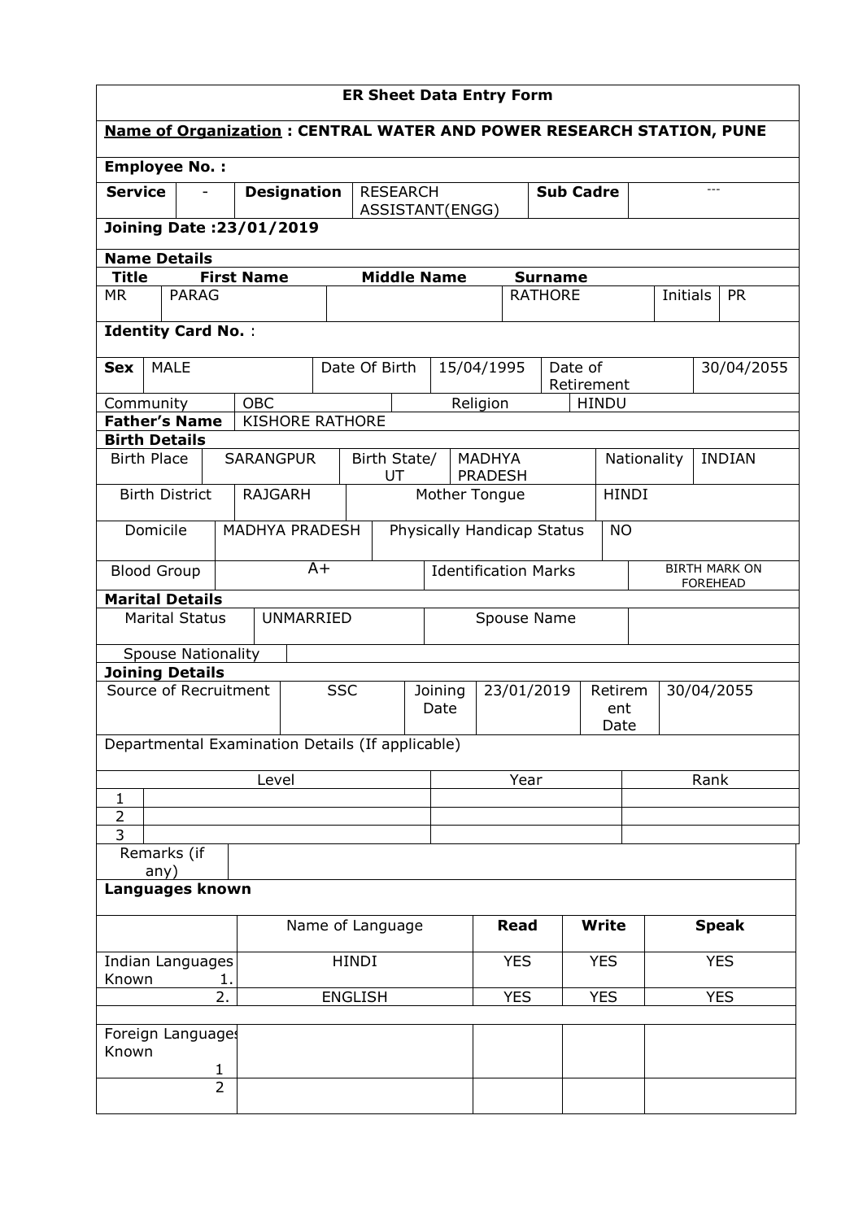# ER Sheet Data Entry Form

**Name of Organization : CENTRAL WATER AND POWER RESEARCH STATION, PUNE**

**Employee No. :**

| **Service** | - | **Designation** | RESEARCH ASSISTANT(ENGG) | **Sub Cadre** | --- |
|---|---|---|---|---|---|

**Joining Date :23/01/2019**

**Name Details**

| **Title** | **First Name** | **Middle Name** | **Surname** | | |
|---|---|---|---|---|---|
| MR | PARAG | | RATHORE | Initials | PR |

**Identity Card No.** :

| **Sex** | MALE | Date Of Birth | 15/04/1995 | Date of Retirement | 30/04/2055 |
|---|---|---|---|---|---|
| Community | OBC | Religion | HINDU | | |
| **Father's Name** | KISHORE RATHORE | | | | |

**Birth Details**

| Birth Place | SARANGPUR | Birth State/ UT | MADHYA PRADESH | Nationality | INDIAN |
|---|---|---|---|---|---|
| Birth District | RAJGARH | Mother Tongue | HINDI | | |
| Domicile | MADHYA PRADESH | Physically Handicap Status | NO | | |
| Blood Group | A+ | Identification Marks | BIRTH MARK ON FOREHEAD | | |

**Marital Details**

| Marital Status | UNMARRIED | Spouse Name | |
|---|---|---|---|
| Spouse Nationality | | | |

**Joining Details**

| Source of Recruitment | SSC | Joining Date | 23/01/2019 | Retirement Date | 30/04/2055 |
|---|---|---|---|---|---|

Departmental Examination Details (If applicable)

| | Level | Year | Rank |
|---|---|---|---|
| 1 | | | |
| 2 | | | |
| 3 | | | |

| Remarks (if any) | |
|---|---|

**Languages known**

| | Name of Language | **Read** | **Write** | **Speak** |
|---|---|---|---|---|
| Indian Languages Known 1. | HINDI | YES | YES | YES |
| 2. | ENGLISH | YES | YES | YES |
| | | | | |
| Foreign Languages Known 1 | | | | |
| 2 | | | | |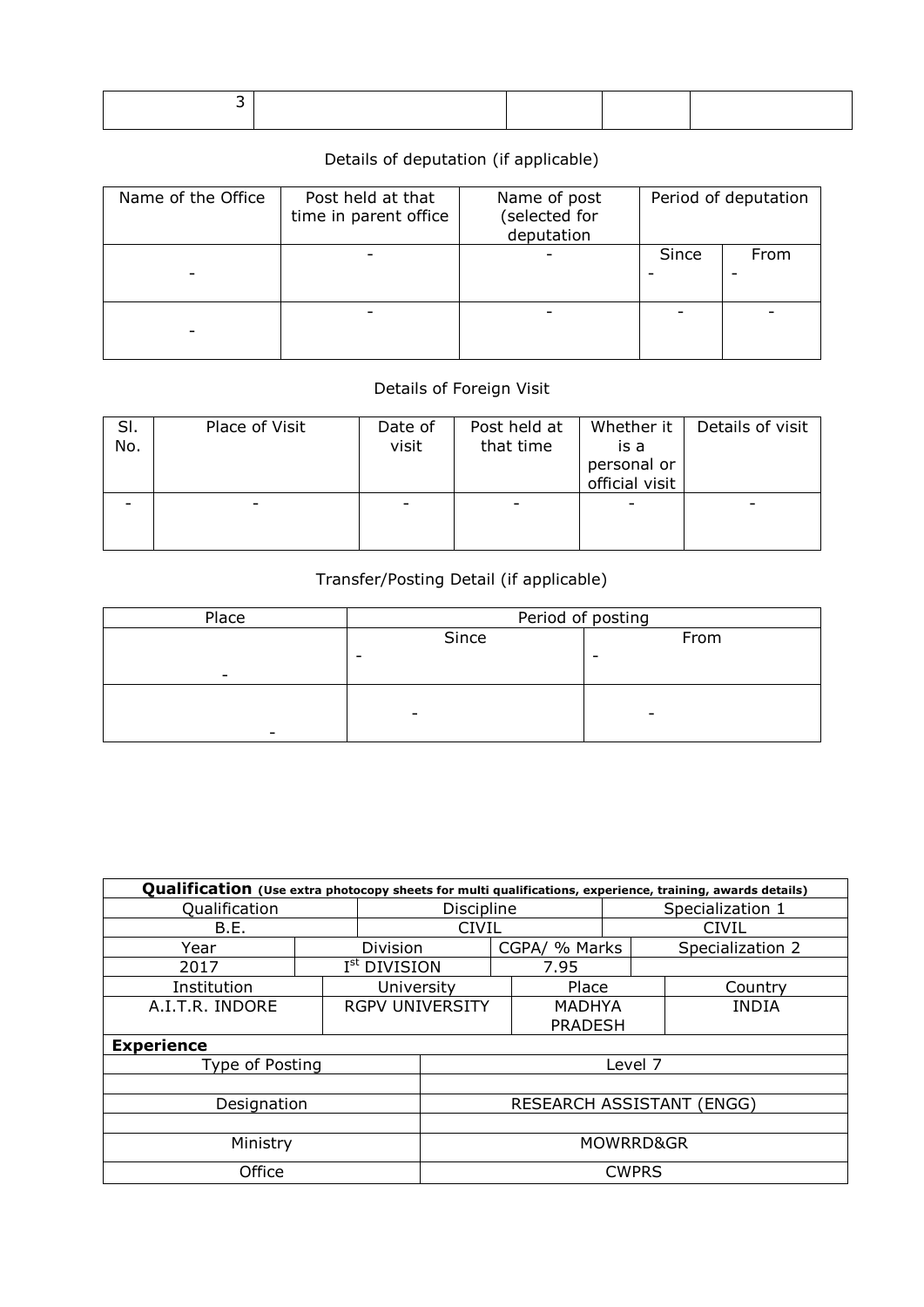| 3 | | | | |
|---|---|---|---|---|

Details of deputation (if applicable)

| Name of the Office | Post held at that time in parent office | Name of post (selected for deputation | Period of deputation | |
|---|---|---|---|---|
| | | | Since | From |
| - | - | - | - | - |
| - | - | - | - | - |

Details of Foreign Visit

| Sl. No. | Place of Visit | Date of visit | Post held at that time | Whether it is a personal or official visit | Details of visit |
|---|---|---|---|---|---|
| - | - | - | - | - | - |

Transfer/Posting Detail (if applicable)

| Place | Period of posting | |
|---|---|---|
| | Since | From |
| - | - | - |
| - | - | - |

| **Qualification** (Use extra photocopy sheets for multi qualifications, experience, training, awards details) | | | | | |
|---|---|---|---|---|---|
| Qualification | | Discipline | | Specialization 1 | |
| B.E. | | CIVIL | | CIVIL | |
| Year | Division | | CGPA/ % Marks | Specialization 2 | |
| 2017 | I[st] DIVISION | | 7.95 | | |
| Institution | University | | Place | | Country |
| A.I.T.R. INDORE | RGPV UNIVERSITY | | MADHYA PRADESH | | INDIA |
| **Experience** | | | | | |
| Type of Posting | | Level 7 | | | |
| | | | | | |
| Designation | | RESEARCH ASSISTANT (ENGG) | | | |
| | | | | | |
| Ministry | | MOWRRD&GR | | | |
| Office | | CWPRS | | | |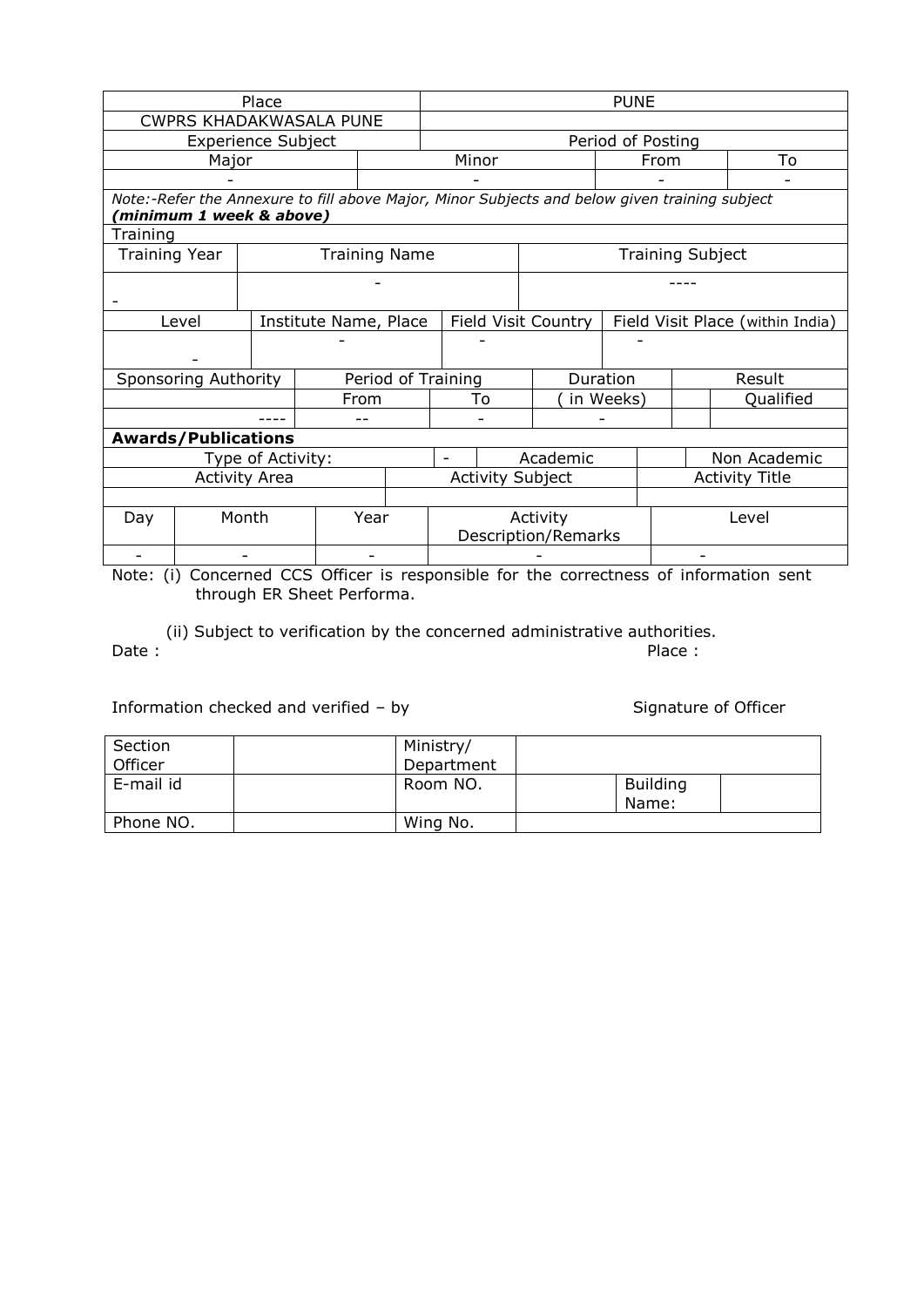| Place | | | PUNE | |
|---|---|---|---|---|
| CWPRS KHADAKWASALA PUNE | | | | |
| Experience Subject | | | Period of Posting | |
| Major | | Minor | From | To |
| - | | - | - | - |

*Note:-Refer the Annexure to fill above Major, Minor Subjects and below given training subject **(minimum 1 week & above)***

Training

| Training Year | Training Name | Training Subject |
|---|---|---|
| - | - | ---- |

| Level | Institute Name, Place | Field Visit Country | Field Visit Place (within India) |
|---|---|---|---|
| - | - | - | - |

| Sponsoring Authority | Period of Training | | Duration | Result | |
|---|---|---|---|---|---|
| | From | To | ( in Weeks) | | Qualified |
| ---- | -- | - | - | | |

**Awards/Publications**

| Type of Activity: | - | Academic | | Non Academic |
|---|---|---|---|---|
| Activity Area | | Activity Subject | | Activity Title |
| | | | | |

| Day | Month | Year | Activity Description/Remarks | Level |
|---|---|---|---|---|
| - | - | - | - | - |

Note: (i) Concerned CCS Officer is responsible for the correctness of information sent through ER Sheet Performa.

(ii) Subject to verification by the concerned administrative authorities.

Date : Place :

Information checked and verified – by Signature of Officer

| Section Officer | | Ministry/ Department | | | |
|---|---|---|---|---|---|
| E-mail id | | Room NO. | | Building Name: | |
| Phone NO. | | Wing No. | | | |